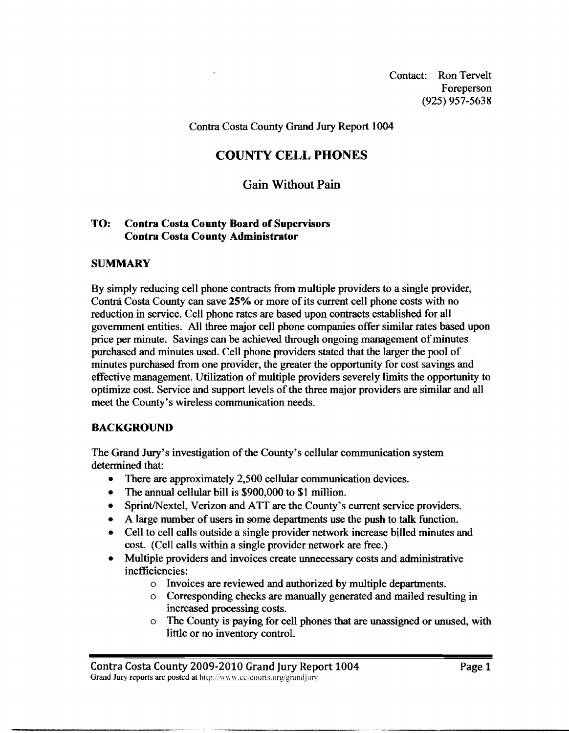Contact: Ron Tervelt
Foreperson
(925) 957-5638

Contra Costa County Grand Jury Report 1004

# COUNTY CELL PHONES

## Gain Without Pain

**TO: Contra Costa County Board of Supervisors**
**Contra Costa County Administrator**

## SUMMARY

By simply reducing cell phone contracts from multiple providers to a single provider, Contrá Costa County can save **25%** or more of its current cell phone costs with no reduction in service. Cell phone rates are based upon contracts established for all government entities. All three major cell phone companies offer similar rates based upon price per minute. Savings can be achieved through ongoing management of minutes purchased and minutes used. Cell phone providers stated that the larger the pool of minutes purchased from one provider, the greater the opportunity for cost savings and effective management. Utilization of multiple providers severely limits the opportunity to optimize cost. Service and support levels of the three major providers are similar and all meet the County's wireless communication needs.

## BACKGROUND

The Grand Jury's investigation of the County's cellular communication system determined that:

- There are approximately 2,500 cellular communication devices.
- The annual cellular bill is $900,000 to $1 million.
- Sprint/Nextel, Verizon and ATT are the County's current service providers.
- A large number of users in some departments use the push to talk function.
- Cell to cell calls outside a single provider network increase billed minutes and cost. (Cell calls within a single provider network are free.)
- Multiple providers and invoices create unnecessary costs and administrative inefficiencies:
  - Invoices are reviewed and authorized by multiple departments.
  - Corresponding checks are manually generated and mailed resulting in increased processing costs.
  - The County is paying for cell phones that are unassigned or unused, with little or no inventory control.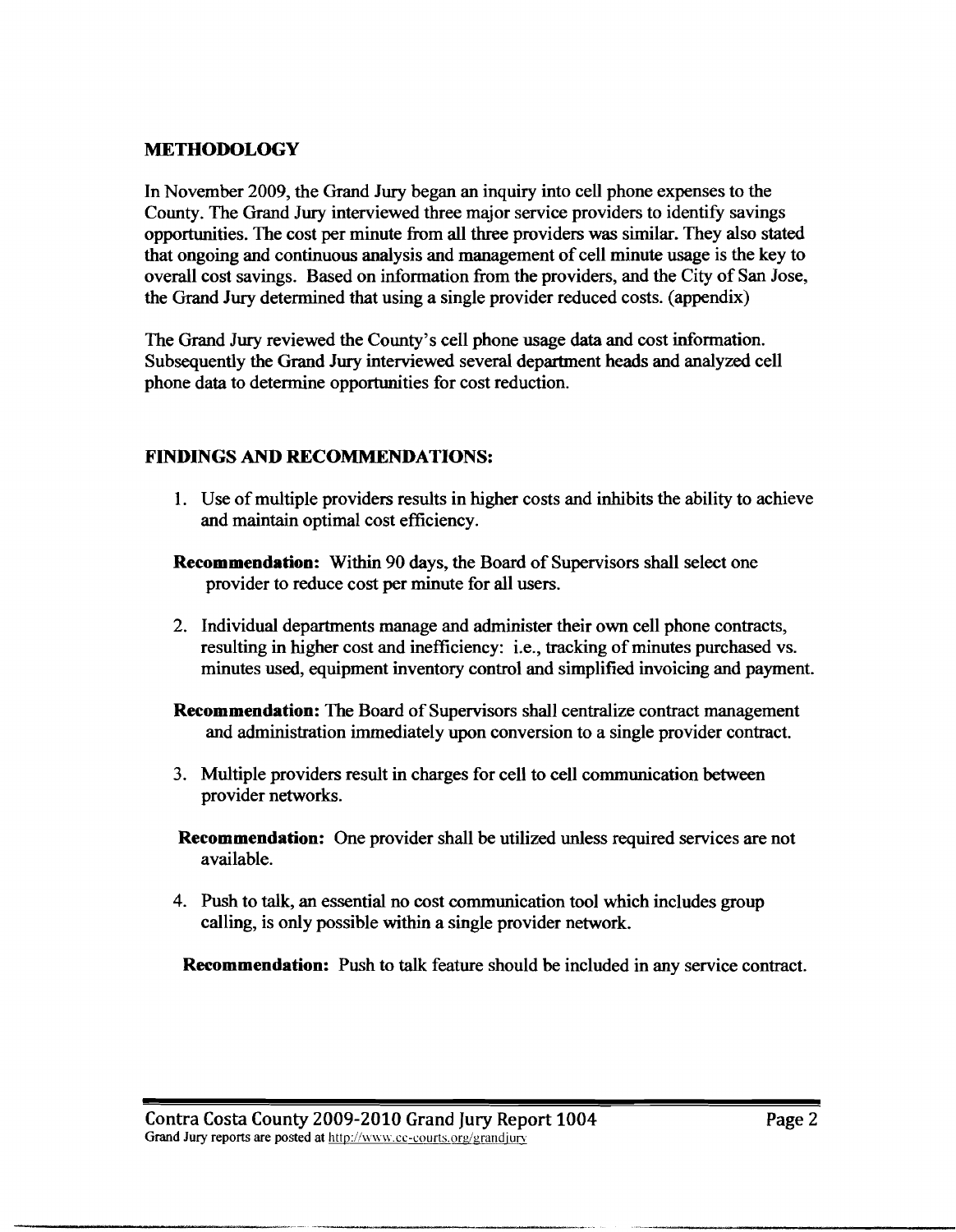## METHODOLOGY

In November 2009, the Grand Jury began an inquiry into cell phone expenses to the County. The Grand Jury interviewed three major service providers to identify savings opportunities. The cost per minute from all three providers was similar. They also stated that ongoing and continuous analysis and management of cell minute usage is the key to overall cost savings. Based on information from the providers, and the City of San Jose, the Grand Jury determined that using a single provider reduced costs. (appendix)

The Grand Jury reviewed the County's cell phone usage data and cost information. Subsequently the Grand Jury interviewed several department heads and analyzed cell phone data to determine opportunities for cost reduction.

## FINDINGS AND RECOMMENDATIONS:

1. Use of multiple providers results in higher costs and inhibits the ability to achieve and maintain optimal cost efficiency.

   **Recommendation:** Within 90 days, the Board of Supervisors shall select one provider to reduce cost per minute for all users.

2. Individual departments manage and administer their own cell phone contracts, resulting in higher cost and inefficiency: i.e., tracking of minutes purchased vs. minutes used, equipment inventory control and simplified invoicing and payment.

   **Recommendation:** The Board of Supervisors shall centralize contract management and administration immediately upon conversion to a single provider contract.

3. Multiple providers result in charges for cell to cell communication between provider networks.

   **Recommendation:** One provider shall be utilized unless required services are not available.

4. Push to talk, an essential no cost communication tool which includes group calling, is only possible within a single provider network.

   **Recommendation:** Push to talk feature should be included in any service contract.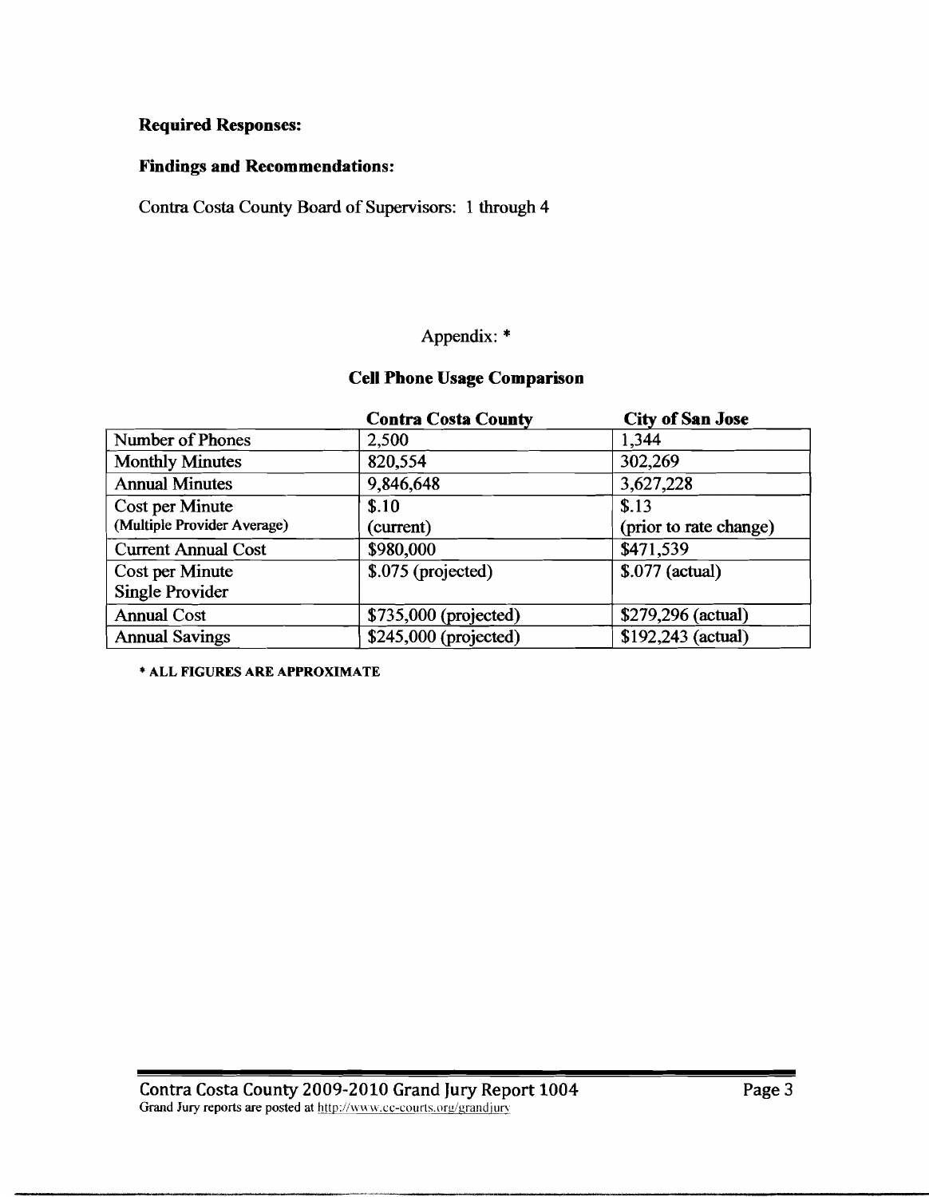**Required Responses:**

**Findings and Recommendations:**

Contra Costa County Board of Supervisors: 1 through 4

Appendix: *

## Cell Phone Usage Comparison

| | **Contra Costa County** | **City of San Jose** |
|---|---|---|
| Number of Phones | 2,500 | 1,344 |
| Monthly Minutes | 820,554 | 302,269 |
| Annual Minutes | 9,846,648 | 3,627,228 |
| Cost per Minute (Multiple Provider Average) | $.10 (current) | $.13 (prior to rate change) |
| Current Annual Cost | $980,000 | $471,539 |
| Cost per Minute Single Provider | $.075 (projected) | $.077 (actual) |
| Annual Cost | $735,000 (projected) | $279,296 (actual) |
| Annual Savings | $245,000 (projected) | $192,243 (actual) |

**\* ALL FIGURES ARE APPROXIMATE**

Contra Costa County 2009-2010 Grand Jury Report 1004
Grand Jury reports are posted at http://www.cc-courts.org/grandjury